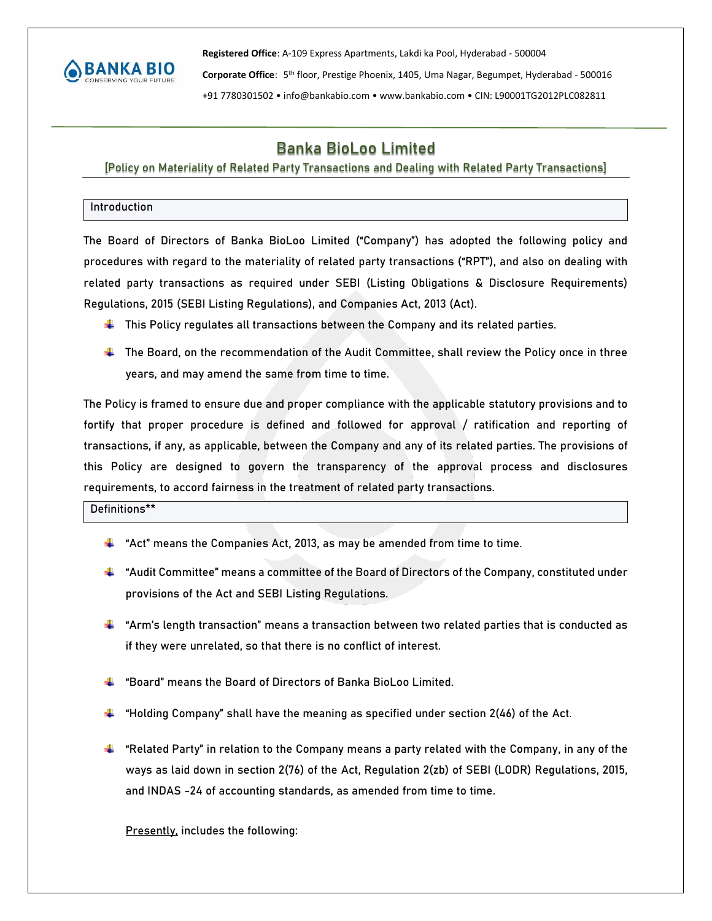Registered Office: A-109 Express Apartments, Lakdi ka Pool, Hyderabad - 500004

Corporate Office: 5th floor, Prestige Phoenix, 1405, Uma Nagar, Begumpet, Hyderabad - 500016

+91 7780301502 • info@bankabio.com • www.bankabio.com • CIN: L90001TG2012PLC082811

# Banka BioLoo Limited

## [Policy on Materiality of Related Party Transactions and Dealing with Related Party Transactions]

### Introduction

The Board of Directors of Banka BioLoo Limited ("Company") has adopted the following policy and procedures with regard to the materiality of related party transactions ("RPT"), and also on dealing with related party transactions as required under SEBI (Listing Obligations & Disclosure Requirements) Regulations, 2015 (SEBI Listing Regulations), and Companies Act, 2013 (Act).

- This Policy regulates all transactions between the Company and its related parties.
- The Board, on the recommendation of the Audit Committee, shall review the Policy once in three years, and may amend the same from time to time.

The Policy is framed to ensure due and proper compliance with the applicable statutory provisions and to fortify that proper procedure is defined and followed for approval / ratification and reporting of transactions, if any, as applicable, between the Company and any of its related parties. The provisions of this Policy are designed to govern the transparency of the approval process and disclosures requirements, to accord fairness in the treatment of related party transactions.

### Definitions**

- "Act" means the Companies Act, 2013, as may be amended from time to time.
- "Audit Committee" means a committee of the Board of Directors of the Company, constituted under provisions of the Act and SEBI Listing Regulations.
- "Arm's length transaction" means a transaction between two related parties that is conducted as if they were unrelated, so that there is no conflict of interest.
- "Board" means the Board of Directors of Banka BioLoo Limited.
- "Holding Company" shall have the meaning as specified under section 2(46) of the Act.
- "Related Party" in relation to the Company means a party related with the Company, in any of the ways as laid down in section 2(76) of the Act, Regulation 2(zb) of SEBI (LODR) Regulations, 2015, and INDAS -24 of accounting standards, as amended from time to time.

  Presently, includes the following: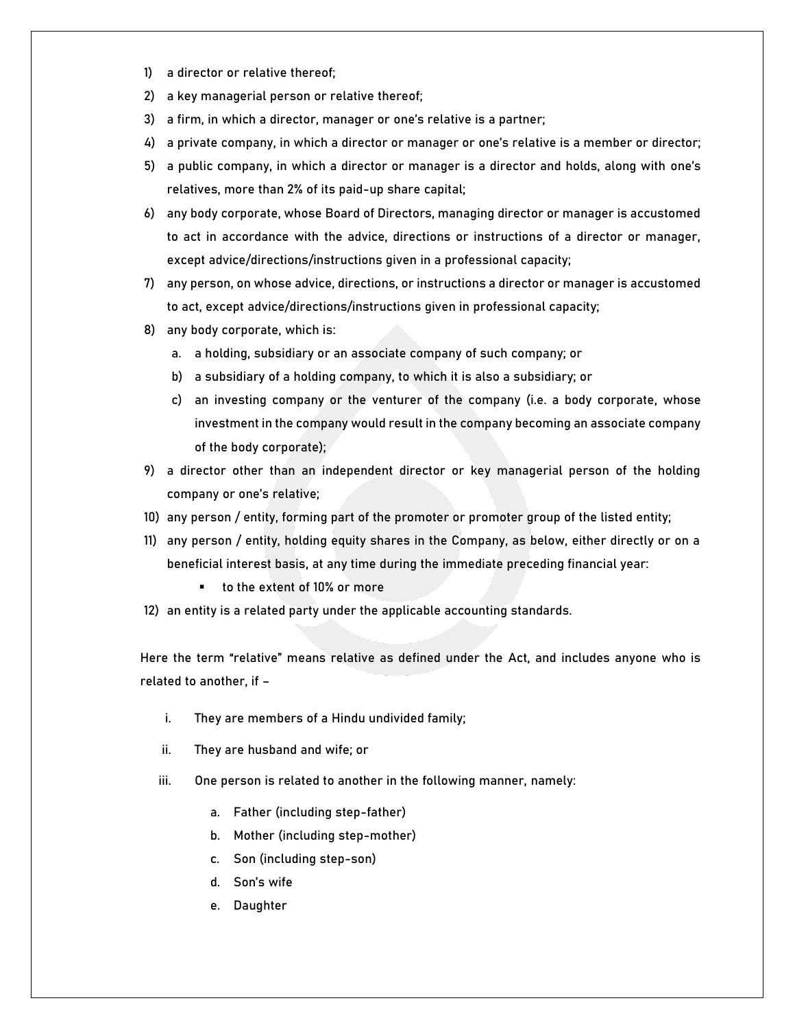1) a director or relative thereof;
2) a key managerial person or relative thereof;
3) a firm, in which a director, manager or one's relative is a partner;
4) a private company, in which a director or manager or one's relative is a member or director;
5) a public company, in which a director or manager is a director and holds, along with one's relatives, more than 2% of its paid-up share capital;
6) any body corporate, whose Board of Directors, managing director or manager is accustomed to act in accordance with the advice, directions or instructions of a director or manager, except advice/directions/instructions given in a professional capacity;
7) any person, on whose advice, directions, or instructions a director or manager is accustomed to act, except advice/directions/instructions given in professional capacity;
8) any body corporate, which is:
   a. a holding, subsidiary or an associate company of such company; or
   b) a subsidiary of a holding company, to which it is also a subsidiary; or
   c) an investing company or the venturer of the company (i.e. a body corporate, whose investment in the company would result in the company becoming an associate company of the body corporate);
9) a director other than an independent director or key managerial person of the holding company or one's relative;
10) any person / entity, forming part of the promoter or promoter group of the listed entity;
11) any person / entity, holding equity shares in the Company, as below, either directly or on a beneficial interest basis, at any time during the immediate preceding financial year:
    - to the extent of 10% or more
12) an entity is a related party under the applicable accounting standards.

Here the term "relative" means relative as defined under the Act, and includes anyone who is related to another, if –

i. They are members of a Hindu undivided family;

ii. They are husband and wife; or

iii. One person is related to another in the following manner, namely:

   a. Father (including step-father)
   b. Mother (including step-mother)
   c. Son (including step-son)
   d. Son's wife
   e. Daughter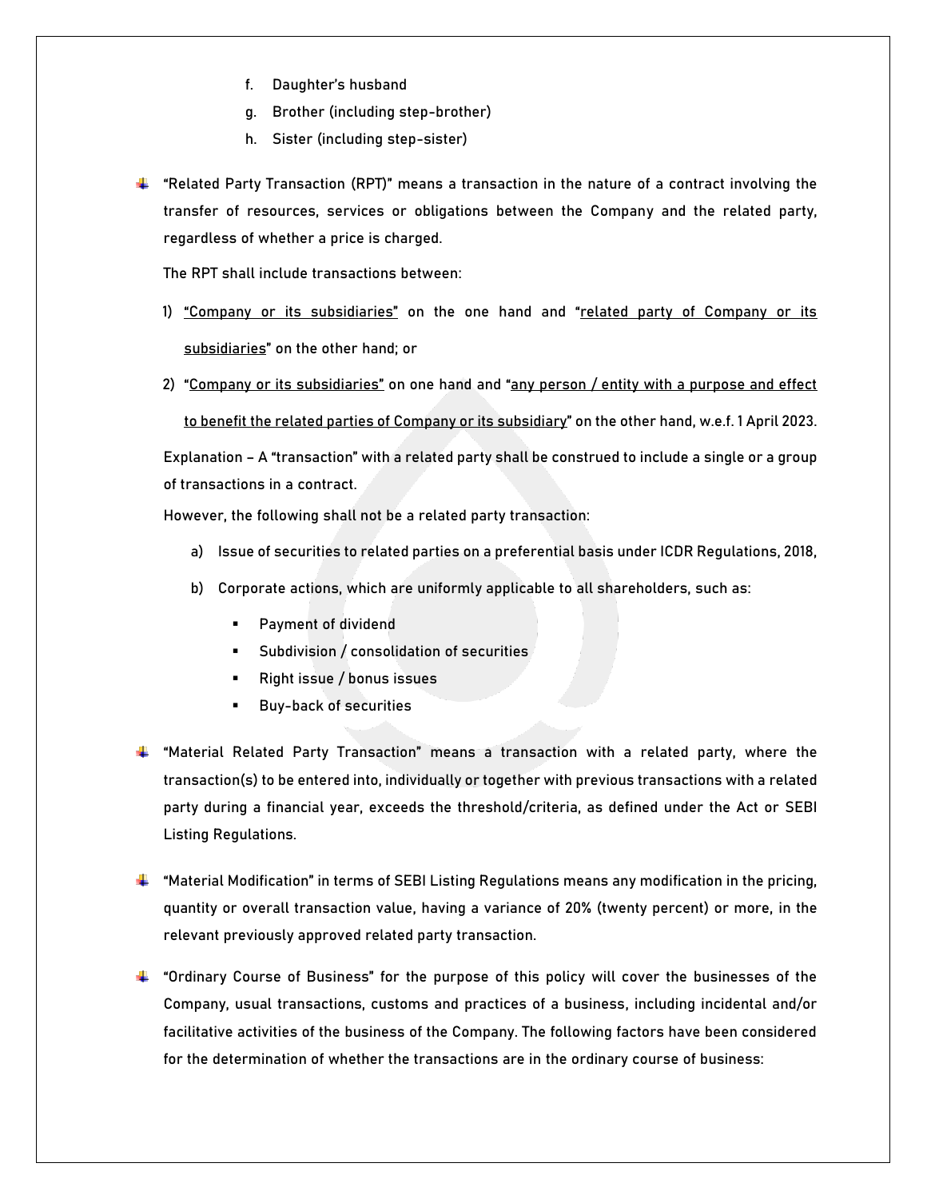f. Daughter's husband
g. Brother (including step-brother)
h. Sister (including step-sister)

- "Related Party Transaction (RPT)" means a transaction in the nature of a contract involving the transfer of resources, services or obligations between the Company and the related party, regardless of whether a price is charged.

  The RPT shall include transactions between:

  1) "Company or its subsidiaries" on the one hand and "related party of Company or its subsidiaries" on the other hand; or
  2) "Company or its subsidiaries" on one hand and "any person / entity with a purpose and effect to benefit the related parties of Company or its subsidiary" on the other hand, w.e.f. 1 April 2023.

  Explanation – A "transaction" with a related party shall be construed to include a single or a group of transactions in a contract.

  However, the following shall not be a related party transaction:

  a) Issue of securities to related parties on a preferential basis under ICDR Regulations, 2018,
  b) Corporate actions, which are uniformly applicable to all shareholders, such as:
     - Payment of dividend
     - Subdivision / consolidation of securities
     - Right issue / bonus issues
     - Buy-back of securities

- "Material Related Party Transaction" means a transaction with a related party, where the transaction(s) to be entered into, individually or together with previous transactions with a related party during a financial year, exceeds the threshold/criteria, as defined under the Act or SEBI Listing Regulations.

- "Material Modification" in terms of SEBI Listing Regulations means any modification in the pricing, quantity or overall transaction value, having a variance of 20% (twenty percent) or more, in the relevant previously approved related party transaction.

- "Ordinary Course of Business" for the purpose of this policy will cover the businesses of the Company, usual transactions, customs and practices of a business, including incidental and/or facilitative activities of the business of the Company. The following factors have been considered for the determination of whether the transactions are in the ordinary course of business: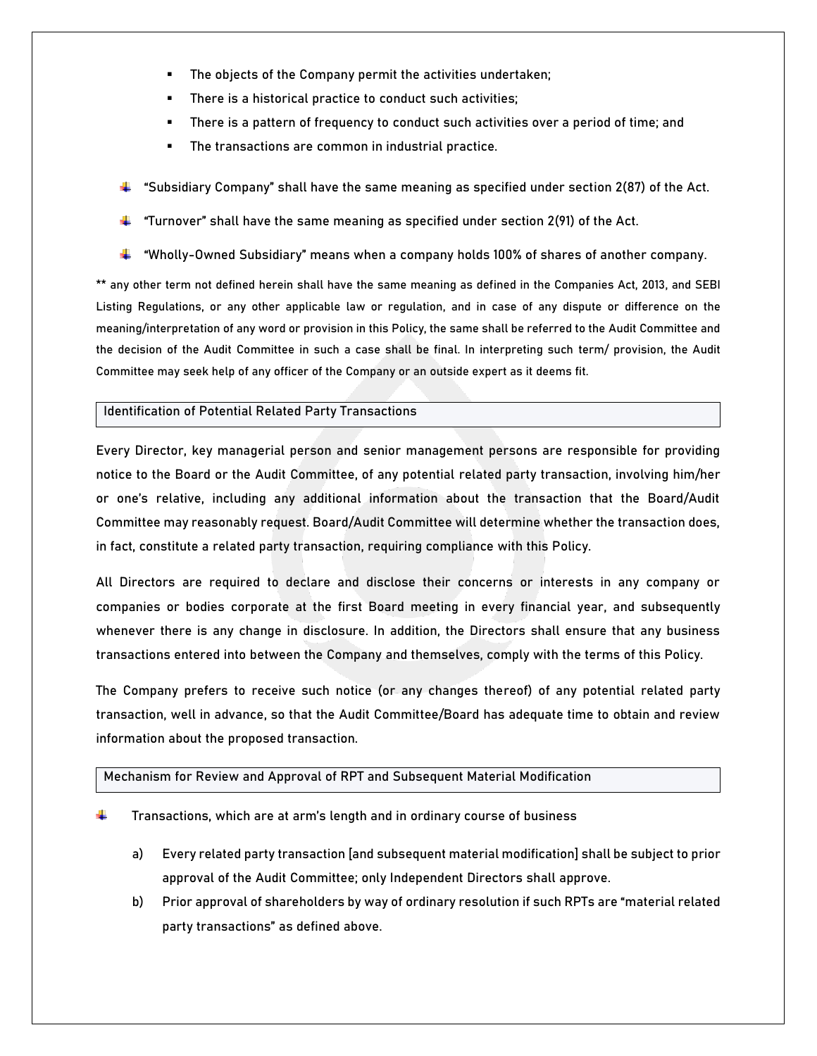- The objects of the Company permit the activities undertaken;
  - There is a historical practice to conduct such activities;
  - There is a pattern of frequency to conduct such activities over a period of time; and
  - The transactions are common in industrial practice.

- "Subsidiary Company" shall have the same meaning as specified under section 2(87) of the Act.
- "Turnover" shall have the same meaning as specified under section 2(91) of the Act.
- "Wholly-Owned Subsidiary" means when a company holds 100% of shares of another company.

** any other term not defined herein shall have the same meaning as defined in the Companies Act, 2013, and SEBI Listing Regulations, or any other applicable law or regulation, and in case of any dispute or difference on the meaning/interpretation of any word or provision in this Policy, the same shall be referred to the Audit Committee and the decision of the Audit Committee in such a case shall be final. In interpreting such term/ provision, the Audit Committee may seek help of any officer of the Company or an outside expert as it deems fit.

## Identification of Potential Related Party Transactions

Every Director, key managerial person and senior management persons are responsible for providing notice to the Board or the Audit Committee, of any potential related party transaction, involving him/her or one's relative, including any additional information about the transaction that the Board/Audit Committee may reasonably request. Board/Audit Committee will determine whether the transaction does, in fact, constitute a related party transaction, requiring compliance with this Policy.

All Directors are required to declare and disclose their concerns or interests in any company or companies or bodies corporate at the first Board meeting in every financial year, and subsequently whenever there is any change in disclosure. In addition, the Directors shall ensure that any business transactions entered into between the Company and themselves, comply with the terms of this Policy.

The Company prefers to receive such notice (or any changes thereof) of any potential related party transaction, well in advance, so that the Audit Committee/Board has adequate time to obtain and review information about the proposed transaction.

## Mechanism for Review and Approval of RPT and Subsequent Material Modification

- Transactions, which are at arm's length and in ordinary course of business

  a) Every related party transaction [and subsequent material modification] shall be subject to prior approval of the Audit Committee; only Independent Directors shall approve.

  b) Prior approval of shareholders by way of ordinary resolution if such RPTs are "material related party transactions" as defined above.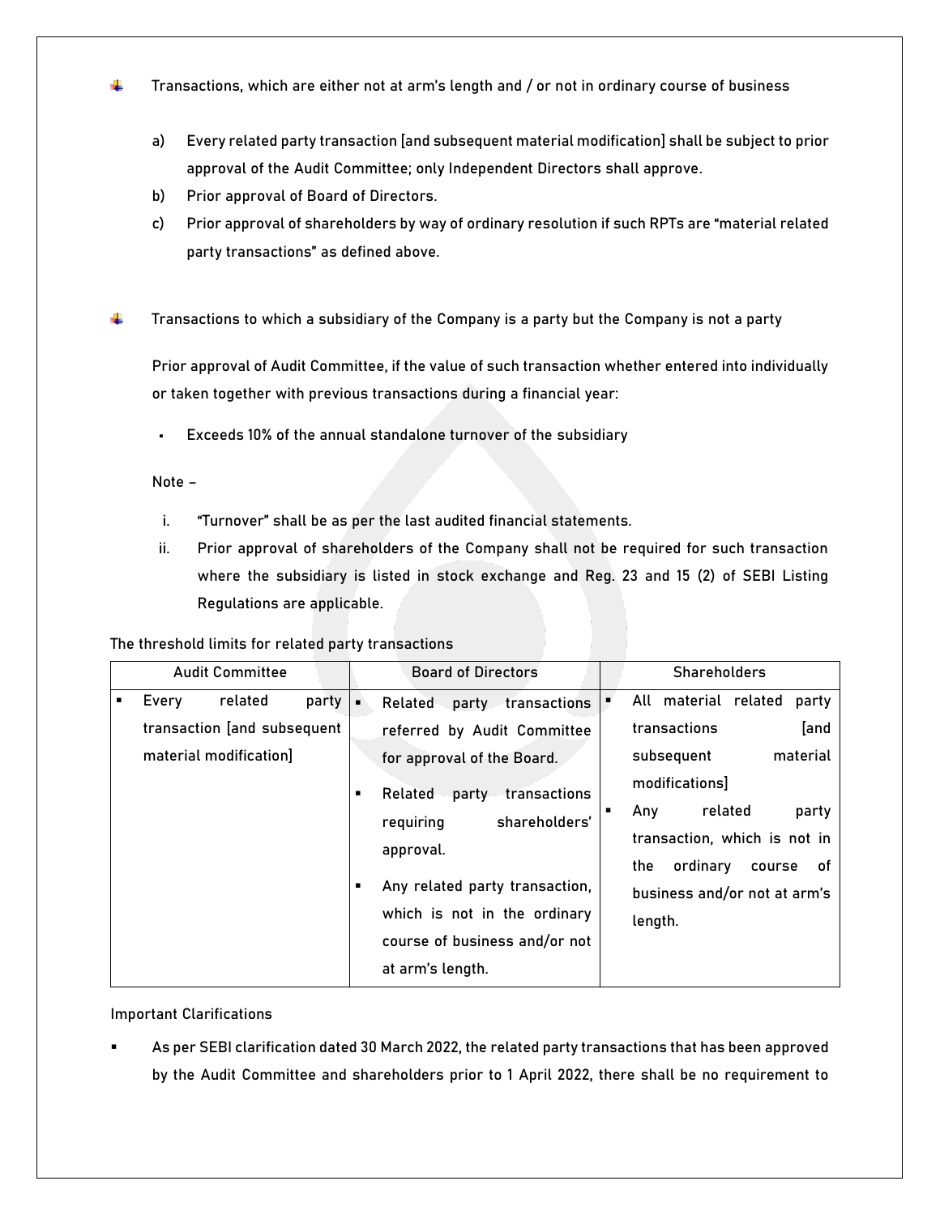- Transactions, which are either not at arm's length and / or not in ordinary course of business

    a) Every related party transaction [and subsequent material modification] shall be subject to prior approval of the Audit Committee; only Independent Directors shall approve.
    b) Prior approval of Board of Directors.
    c) Prior approval of shareholders by way of ordinary resolution if such RPTs are "material related party transactions" as defined above.

- Transactions to which a subsidiary of the Company is a party but the Company is not a party

    Prior approval of Audit Committee, if the value of such transaction whether entered into individually or taken together with previous transactions during a financial year:

    - Exceeds 10% of the annual standalone turnover of the subsidiary

    Note –

    i. "Turnover" shall be as per the last audited financial statements.
    ii. Prior approval of shareholders of the Company shall not be required for such transaction where the subsidiary is listed in stock exchange and Reg. 23 and 15 (2) of SEBI Listing Regulations are applicable.

The threshold limits for related party transactions

| Audit Committee | Board of Directors | Shareholders |
|---|---|---|
| ▪ Every related party transaction [and subsequent material modification] | ▪ Related party transactions referred by Audit Committee for approval of the Board.<br>▪ Related party transactions requiring shareholders' approval.<br>▪ Any related party transaction, which is not in the ordinary course of business and/or not at arm's length. | ▪ All material related party transactions [and subsequent material modifications]<br>▪ Any related party transaction, which is not in the ordinary course of business and/or not at arm's length. |

Important Clarifications

- As per SEBI clarification dated 30 March 2022, the related party transactions that has been approved by the Audit Committee and shareholders prior to 1 April 2022, there shall be no requirement to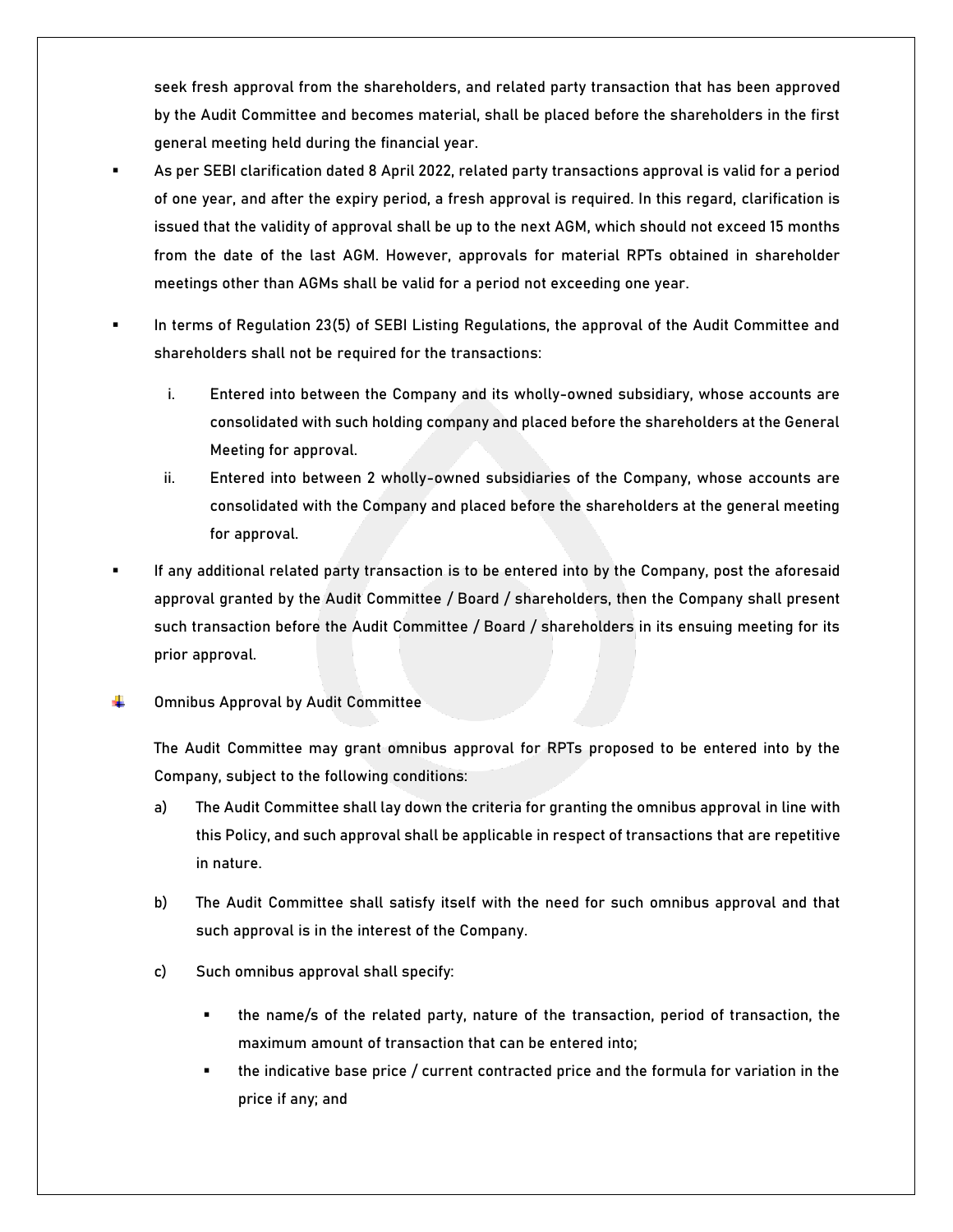seek fresh approval from the shareholders, and related party transaction that has been approved by the Audit Committee and becomes material, shall be placed before the shareholders in the first general meeting held during the financial year.

- As per SEBI clarification dated 8 April 2022, related party transactions approval is valid for a period of one year, and after the expiry period, a fresh approval is required. In this regard, clarification is issued that the validity of approval shall be up to the next AGM, which should not exceed 15 months from the date of the last AGM. However, approvals for material RPTs obtained in shareholder meetings other than AGMs shall be valid for a period not exceeding one year.
- In terms of Regulation 23(5) of SEBI Listing Regulations, the approval of the Audit Committee and shareholders shall not be required for the transactions:
  1. Entered into between the Company and its wholly-owned subsidiary, whose accounts are consolidated with such holding company and placed before the shareholders at the General Meeting for approval.
  2. Entered into between 2 wholly-owned subsidiaries of the Company, whose accounts are consolidated with the Company and placed before the shareholders at the general meeting for approval.
- If any additional related party transaction is to be entered into by the Company, post the aforesaid approval granted by the Audit Committee / Board / shareholders, then the Company shall present such transaction before the Audit Committee / Board / shareholders in its ensuing meeting for its prior approval.

**Omnibus Approval by Audit Committee**

The Audit Committee may grant omnibus approval for RPTs proposed to be entered into by the Company, subject to the following conditions:

a) The Audit Committee shall lay down the criteria for granting the omnibus approval in line with this Policy, and such approval shall be applicable in respect of transactions that are repetitive in nature.

b) The Audit Committee shall satisfy itself with the need for such omnibus approval and that such approval is in the interest of the Company.

c) Such omnibus approval shall specify:

- the name/s of the related party, nature of the transaction, period of transaction, the maximum amount of transaction that can be entered into;
- the indicative base price / current contracted price and the formula for variation in the price if any; and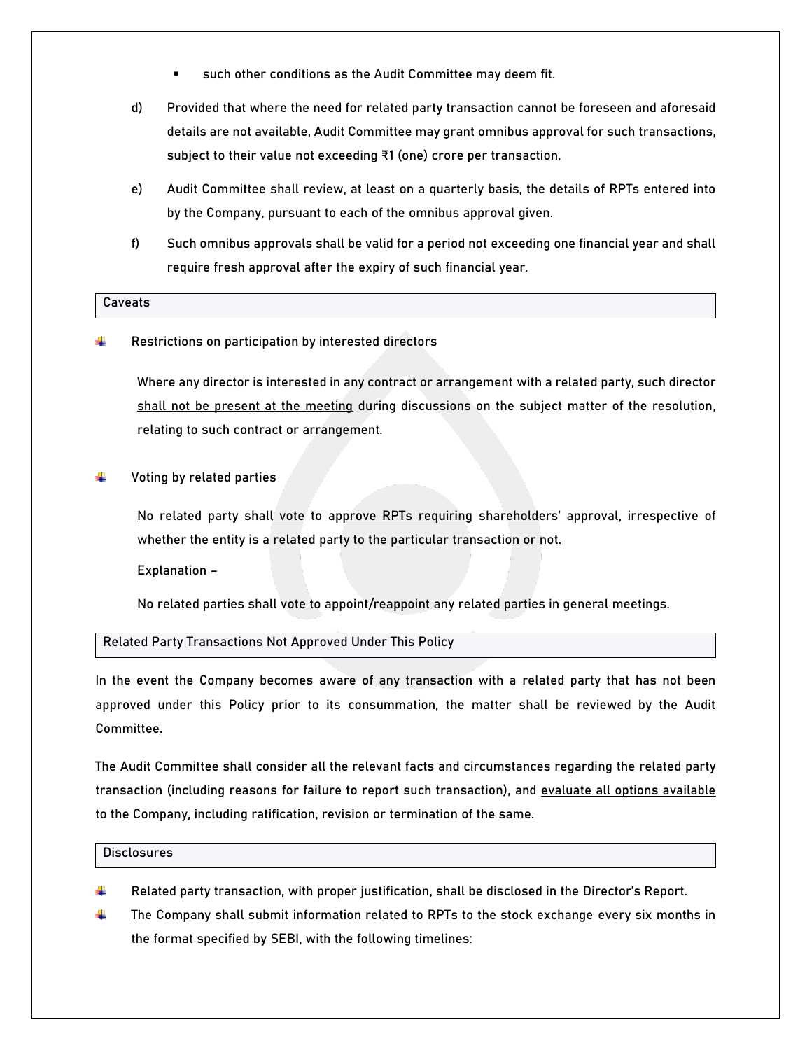- such other conditions as the Audit Committee may deem fit.

d) Provided that where the need for related party transaction cannot be foreseen and aforesaid details are not available, Audit Committee may grant omnibus approval for such transactions, subject to their value not exceeding ₹1 (one) crore per transaction.

e) Audit Committee shall review, at least on a quarterly basis, the details of RPTs entered into by the Company, pursuant to each of the omnibus approval given.

f) Such omnibus approvals shall be valid for a period not exceeding one financial year and shall require fresh approval after the expiry of such financial year.

## Caveats

- Restrictions on participation by interested directors

  Where any director is interested in any contract or arrangement with a related party, such director shall not be present at the meeting during discussions on the subject matter of the resolution, relating to such contract or arrangement.

- Voting by related parties

  No related party shall vote to approve RPTs requiring shareholders' approval, irrespective of whether the entity is a related party to the particular transaction or not.

  Explanation –

  No related parties shall vote to appoint/reappoint any related parties in general meetings.

## Related Party Transactions Not Approved Under This Policy

In the event the Company becomes aware of any transaction with a related party that has not been approved under this Policy prior to its consummation, the matter shall be reviewed by the Audit Committee.

The Audit Committee shall consider all the relevant facts and circumstances regarding the related party transaction (including reasons for failure to report such transaction), and evaluate all options available to the Company, including ratification, revision or termination of the same.

## Disclosures

- Related party transaction, with proper justification, shall be disclosed in the Director's Report.
- The Company shall submit information related to RPTs to the stock exchange every six months in the format specified by SEBI, with the following timelines: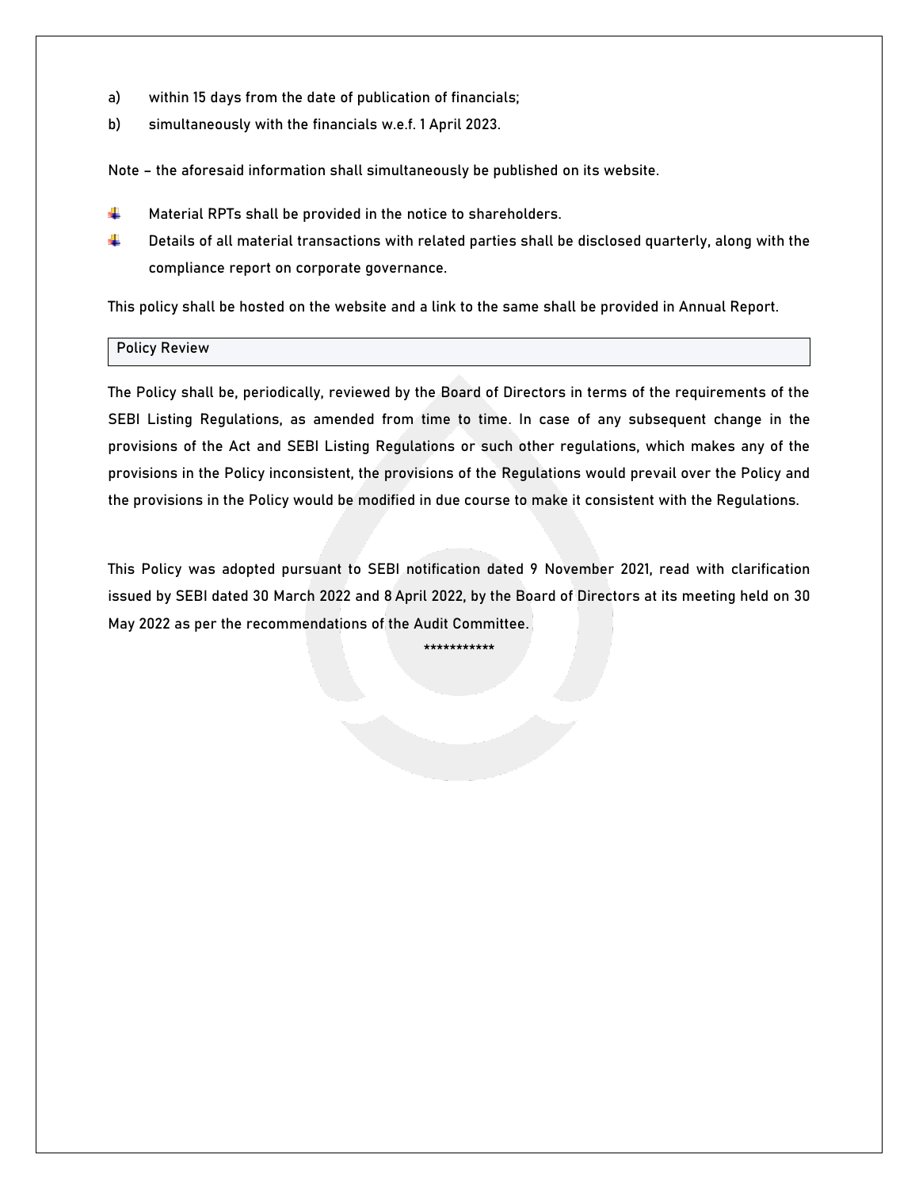a) within 15 days from the date of publication of financials;

b) simultaneously with the financials w.e.f. 1 April 2023.

Note – the aforesaid information shall simultaneously be published on its website.

- Material RPTs shall be provided in the notice to shareholders.
- Details of all material transactions with related parties shall be disclosed quarterly, along with the compliance report on corporate governance.

This policy shall be hosted on the website and a link to the same shall be provided in Annual Report.

## Policy Review

The Policy shall be, periodically, reviewed by the Board of Directors in terms of the requirements of the SEBI Listing Regulations, as amended from time to time. In case of any subsequent change in the provisions of the Act and SEBI Listing Regulations or such other regulations, which makes any of the provisions in the Policy inconsistent, the provisions of the Regulations would prevail over the Policy and the provisions in the Policy would be modified in due course to make it consistent with the Regulations.

This Policy was adopted pursuant to SEBI notification dated 9 November 2021, read with clarification issued by SEBI dated 30 March 2022 and 8 April 2022, by the Board of Directors at its meeting held on 30 May 2022 as per the recommendations of the Audit Committee.

***********